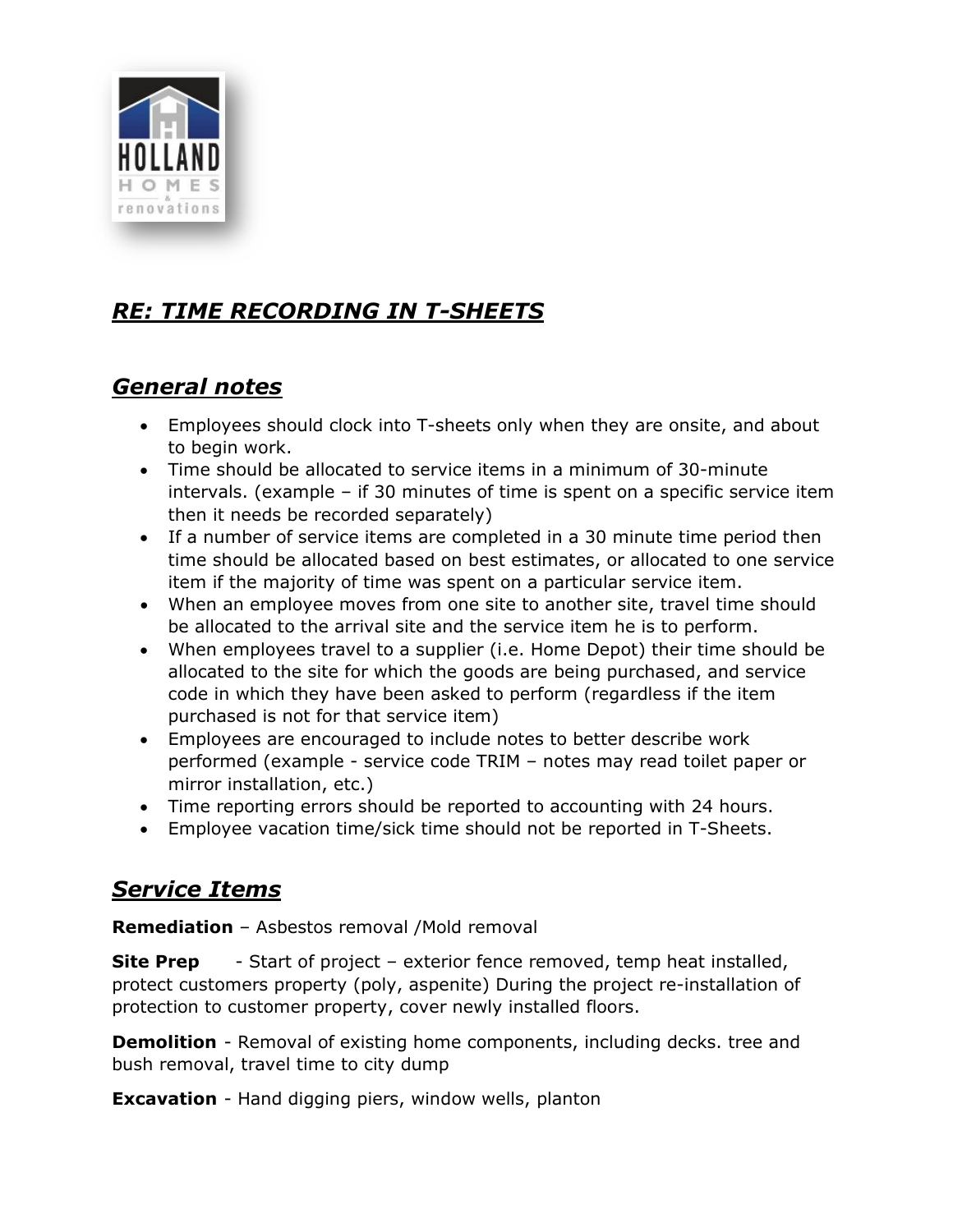## ***RE: TIME RECORDING IN T-SHEETS***

## ***General notes***

- Employees should clock into T-sheets only when they are onsite, and about to begin work.
- Time should be allocated to service items in a minimum of 30-minute intervals. (example – if 30 minutes of time is spent on a specific service item then it needs be recorded separately)
- If a number of service items are completed in a 30 minute time period then time should be allocated based on best estimates, or allocated to one service item if the majority of time was spent on a particular service item.
- When an employee moves from one site to another site, travel time should be allocated to the arrival site and the service item he is to perform.
- When employees travel to a supplier (i.e. Home Depot) their time should be allocated to the site for which the goods are being purchased, and service code in which they have been asked to perform (regardless if the item purchased is not for that service item)
- Employees are encouraged to include notes to better describe work performed (example - service code TRIM – notes may read toilet paper or mirror installation, etc.)
- Time reporting errors should be reported to accounting with 24 hours.
- Employee vacation time/sick time should not be reported in T-Sheets.

## ***Service Items***

**Remediation** – Asbestos removal /Mold removal

**Site Prep** - Start of project – exterior fence removed, temp heat installed, protect customers property (poly, aspenite) During the project re-installation of protection to customer property, cover newly installed floors.

**Demolition** - Removal of existing home components, including decks. tree and bush removal, travel time to city dump

**Excavation** - Hand digging piers, window wells, planton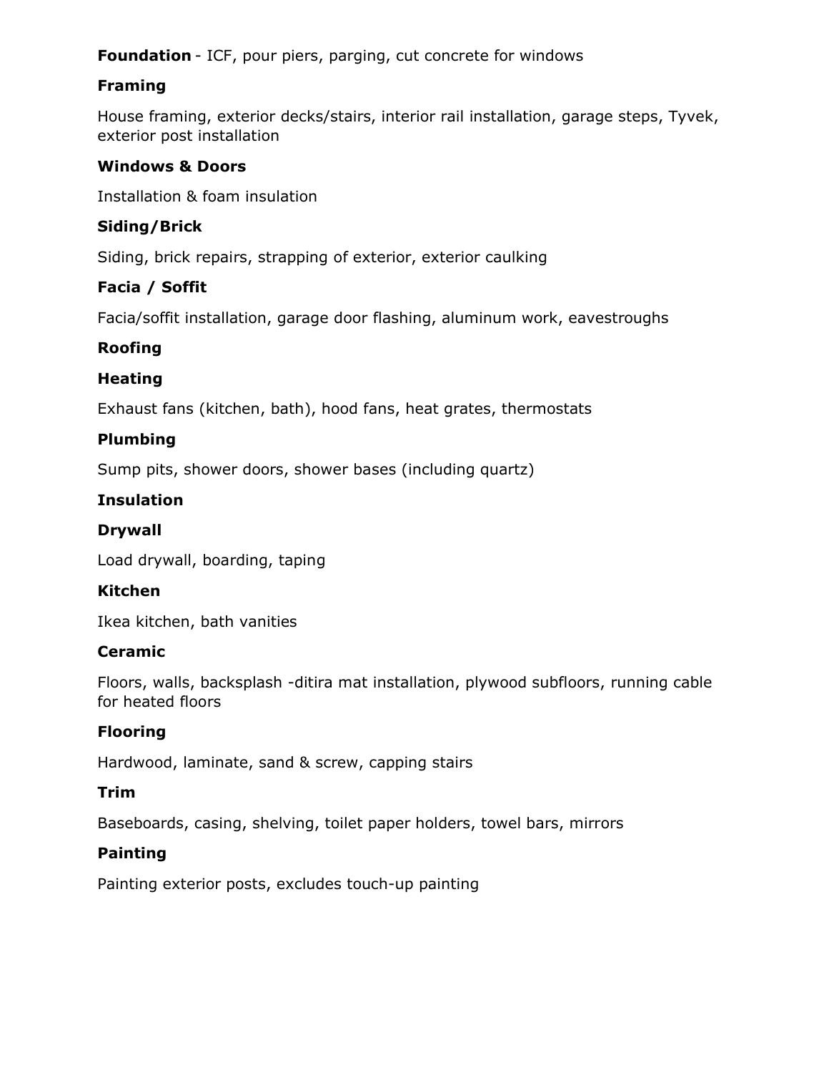**Foundation** - ICF, pour piers, parging, cut concrete for windows

**Framing**

House framing, exterior decks/stairs, interior rail installation, garage steps, Tyvek, exterior post installation

**Windows & Doors**

Installation & foam insulation

**Siding/Brick**

Siding, brick repairs, strapping of exterior, exterior caulking

**Facia / Soffit**

Facia/soffit installation, garage door flashing, aluminum work, eavestroughs

**Roofing**

**Heating**

Exhaust fans (kitchen, bath), hood fans, heat grates, thermostats

**Plumbing**

Sump pits, shower doors, shower bases (including quartz)

**Insulation**

**Drywall**

Load drywall, boarding, taping

**Kitchen**

Ikea kitchen, bath vanities

**Ceramic**

Floors, walls, backsplash -ditira mat installation, plywood subfloors, running cable for heated floors

**Flooring**

Hardwood, laminate, sand & screw, capping stairs

**Trim**

Baseboards, casing, shelving, toilet paper holders, towel bars, mirrors

**Painting**

Painting exterior posts, excludes touch-up painting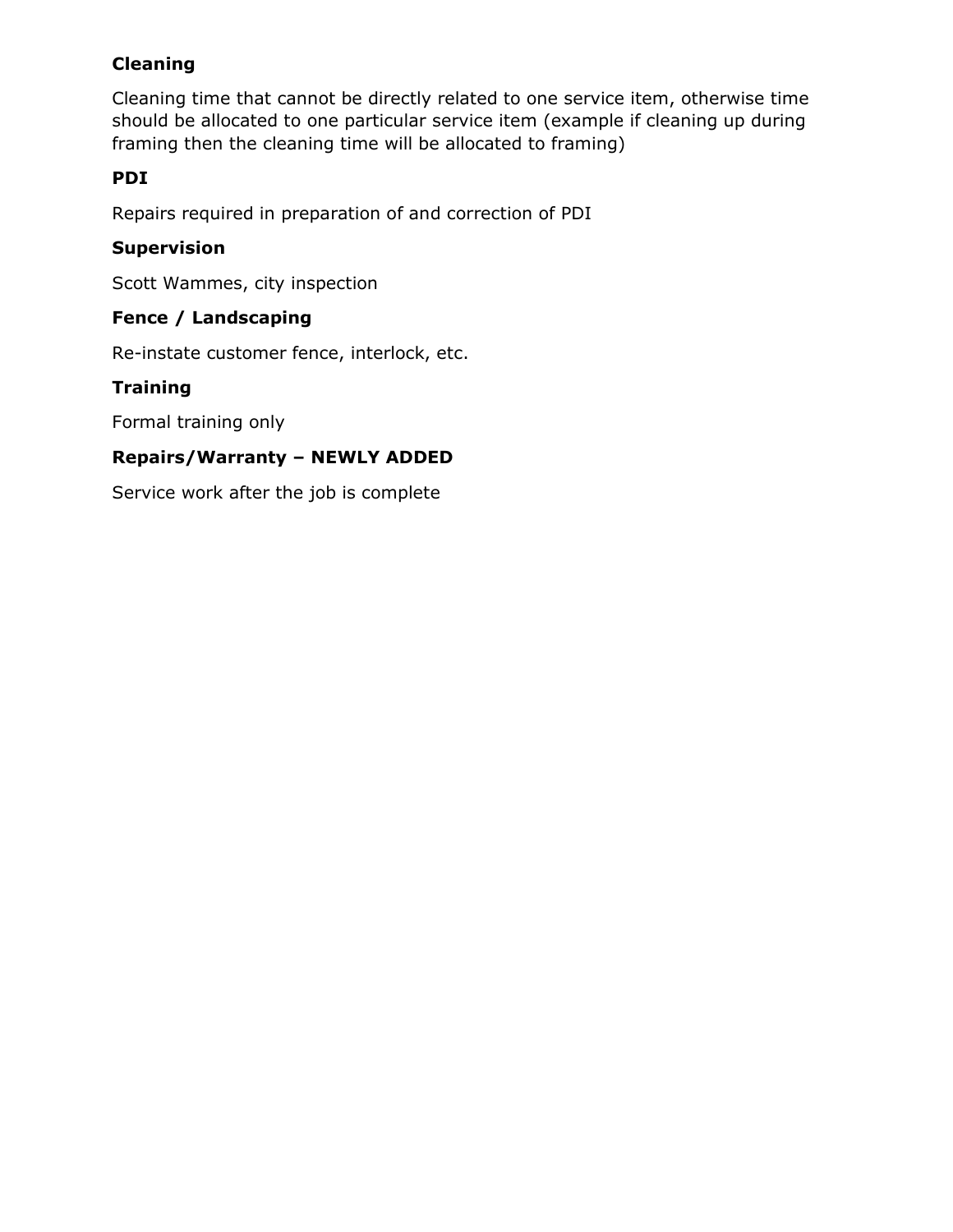**Cleaning**

Cleaning time that cannot be directly related to one service item, otherwise time should be allocated to one particular service item (example if cleaning up during framing then the cleaning time will be allocated to framing)

**PDI**

Repairs required in preparation of and correction of PDI

**Supervision**

Scott Wammes, city inspection

**Fence / Landscaping**

Re-instate customer fence, interlock, etc.

**Training**

Formal training only

**Repairs/Warranty – NEWLY ADDED**

Service work after the job is complete